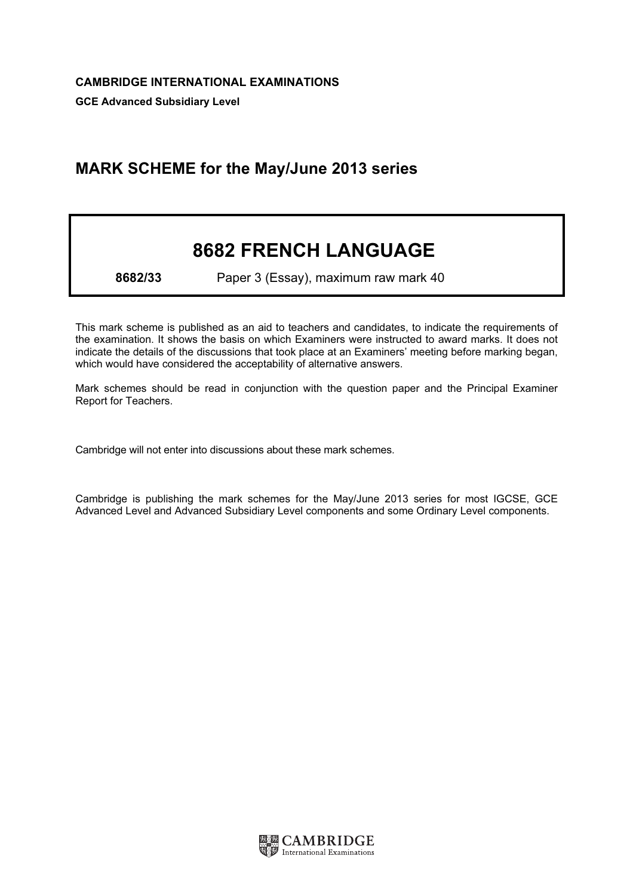**CAMBRIDGE INTERNATIONAL EXAMINATIONS**

**GCE Advanced Subsidiary Level**

## MARK SCHEME for the May/June 2013 series

# 8682 FRENCH LANGUAGE

**8682/33** Paper 3 (Essay), maximum raw mark 40

This mark scheme is published as an aid to teachers and candidates, to indicate the requirements of the examination. It shows the basis on which Examiners were instructed to award marks. It does not indicate the details of the discussions that took place at an Examiners' meeting before marking began, which would have considered the acceptability of alternative answers.

Mark schemes should be read in conjunction with the question paper and the Principal Examiner Report for Teachers.

Cambridge will not enter into discussions about these mark schemes.

Cambridge is publishing the mark schemes for the May/June 2013 series for most IGCSE, GCE Advanced Level and Advanced Subsidiary Level components and some Ordinary Level components.

CAMBRIDGE International Examinations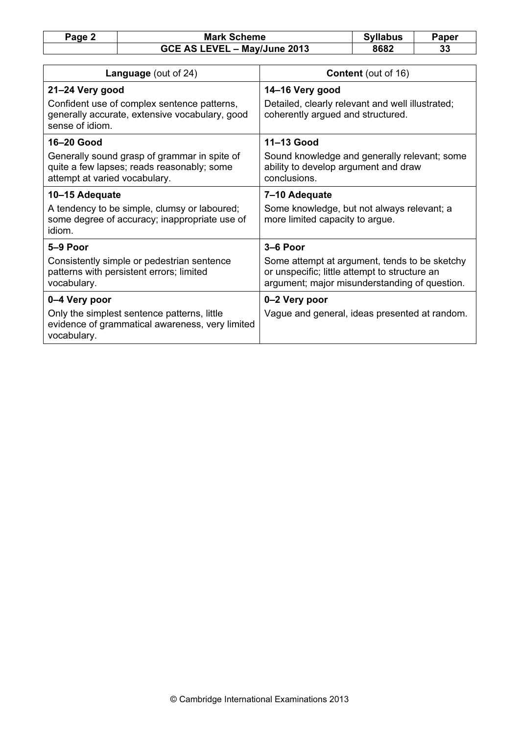| **Language** (out of 24) | **Content** (out of 16) |
|---|---|
| **21–24 Very good**<br>Confident use of complex sentence patterns, generally accurate, extensive vocabulary, good sense of idiom. | **14–16 Very good**<br>Detailed, clearly relevant and well illustrated; coherently argued and structured. |
| **16–20 Good**<br>Generally sound grasp of grammar in spite of quite a few lapses; reads reasonably; some attempt at varied vocabulary. | **11–13 Good**<br>Sound knowledge and generally relevant; some ability to develop argument and draw conclusions. |
| **10–15 Adequate**<br>A tendency to be simple, clumsy or laboured; some degree of accuracy; inappropriate use of idiom. | **7–10 Adequate**<br>Some knowledge, but not always relevant; a more limited capacity to argue. |
| **5–9 Poor**<br>Consistently simple or pedestrian sentence patterns with persistent errors; limited vocabulary. | **3–6 Poor**<br>Some attempt at argument, tends to be sketchy or unspecific; little attempt to structure an argument; major misunderstanding of question. |
| **0–4 Very poor**<br>Only the simplest sentence patterns, little evidence of grammatical awareness, very limited vocabulary. | **0–2 Very poor**<br>Vague and general, ideas presented at random. |